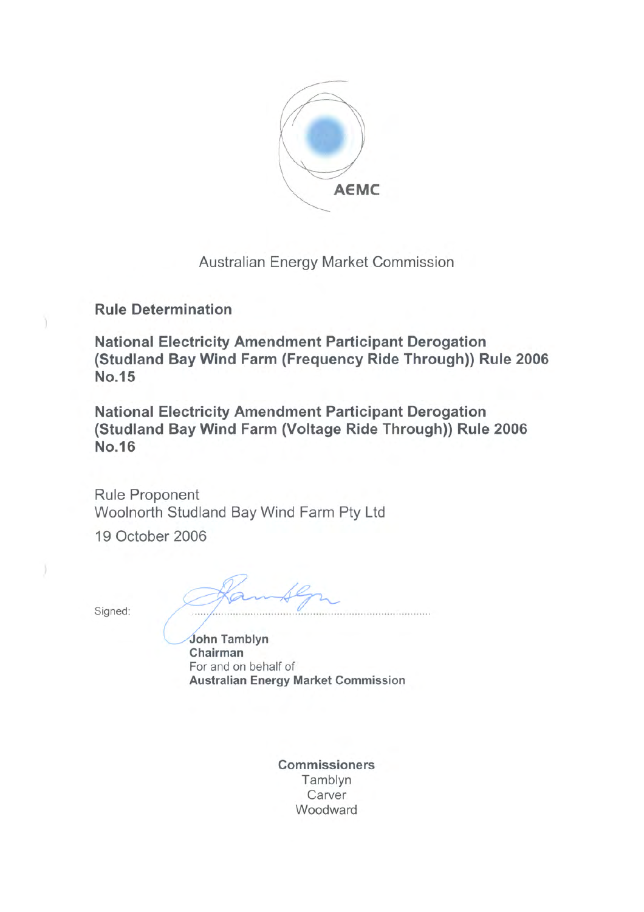AEMC

Australian Energy Market Commission

**Rule Determination**

**National Electricity Amendment Participant Derogation (Studland Bay Wind Farm (Frequency Ride Through)) Rule 2006 No.15**

**National Electricity Amendment Participant Derogation (Studland Bay Wind Farm (Voltage Ride Through)) Rule 2006 No.16**

Rule Proponent
Woolnorth Studland Bay Wind Farm Pty Ltd

19 October 2006

Signed:

**John Tamblyn**
**Chairman**
For and on behalf of
**Australian Energy Market Commission**

**Commissioners**
Tamblyn
Carver
Woodward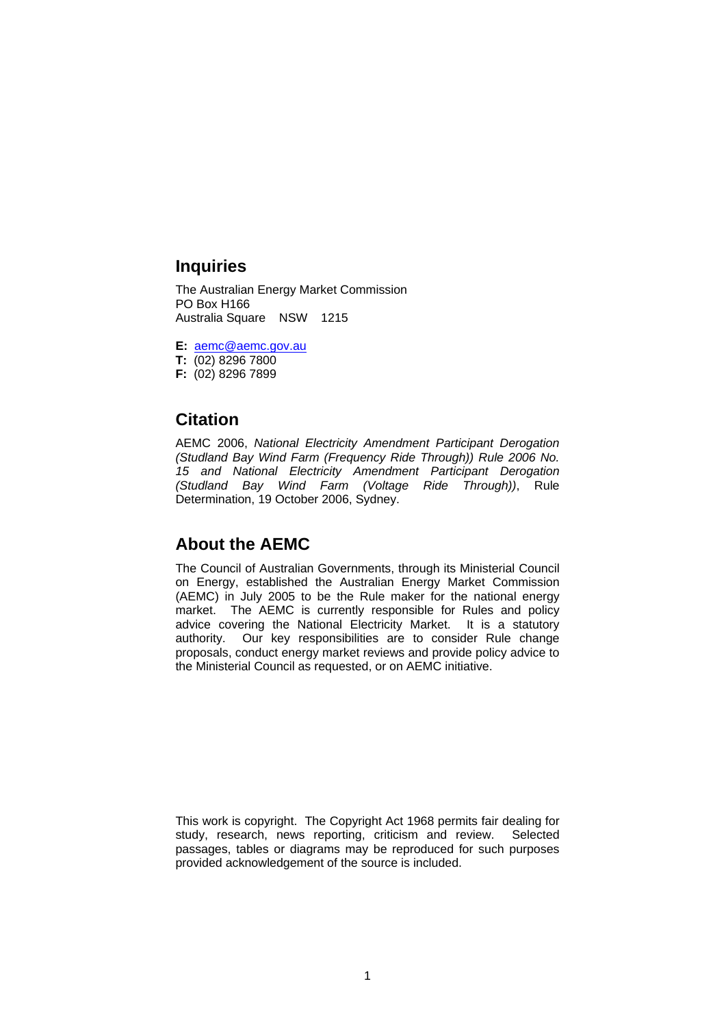## Inquiries

The Australian Energy Market Commission
PO Box H166
Australia Square NSW 1215

**E:** aemc@aemc.gov.au
**T:** (02) 8296 7800
**F:** (02) 8296 7899

## Citation

AEMC 2006, *National Electricity Amendment Participant Derogation (Studland Bay Wind Farm (Frequency Ride Through)) Rule 2006 No. 15 and National Electricity Amendment Participant Derogation (Studland Bay Wind Farm (Voltage Ride Through))*, Rule Determination, 19 October 2006, Sydney.

## About the AEMC

The Council of Australian Governments, through its Ministerial Council on Energy, established the Australian Energy Market Commission (AEMC) in July 2005 to be the Rule maker for the national energy market. The AEMC is currently responsible for Rules and policy advice covering the National Electricity Market. It is a statutory authority. Our key responsibilities are to consider Rule change proposals, conduct energy market reviews and provide policy advice to the Ministerial Council as requested, or on AEMC initiative.

This work is copyright. The Copyright Act 1968 permits fair dealing for study, research, news reporting, criticism and review. Selected passages, tables or diagrams may be reproduced for such purposes provided acknowledgement of the source is included.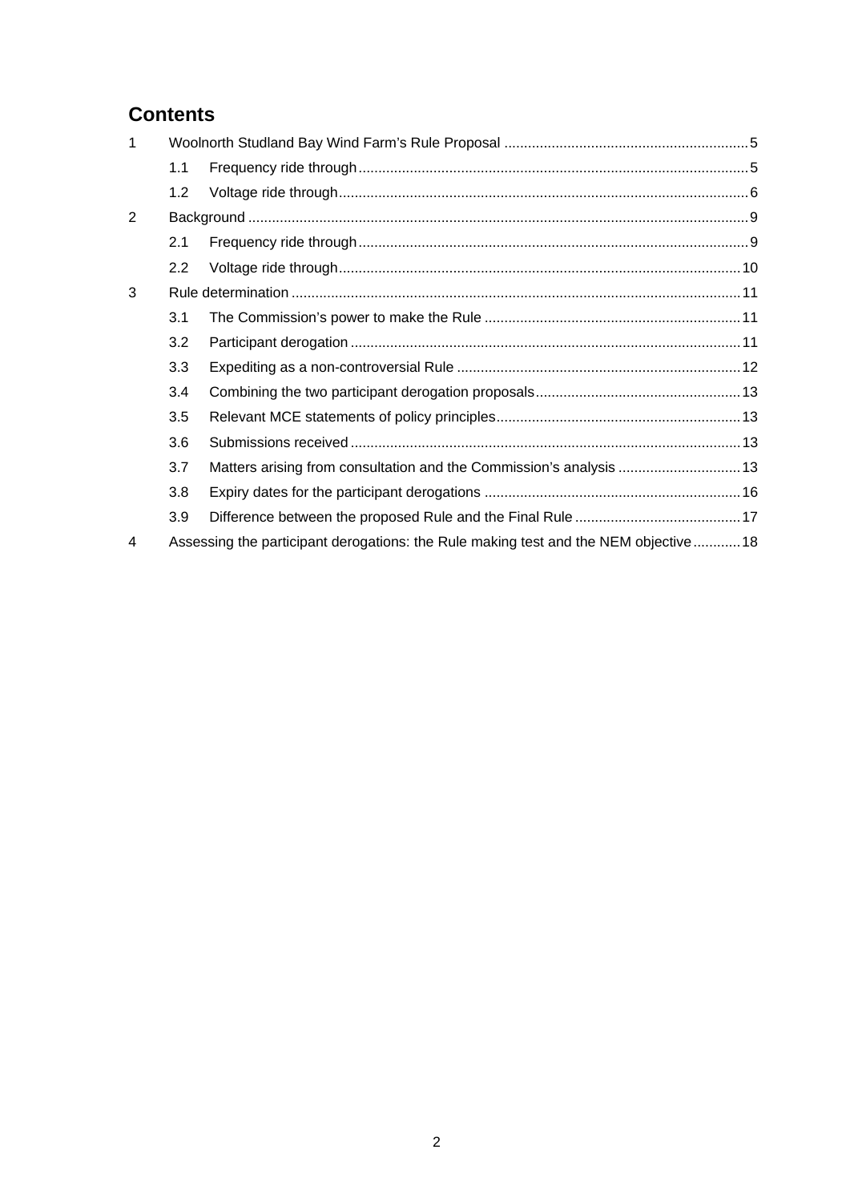# Contents

1 Woolnorth Studland Bay Wind Farm's Rule Proposal .............................................................5

1.1 Frequency ride through..................................................................................................5

1.2 Voltage ride through.......................................................................................................6

2 Background .............................................................................................................................9

2.1 Frequency ride through..................................................................................................9

2.2 Voltage ride through.....................................................................................................10

3 Rule determination .................................................................................................................11

3.1 The Commission's power to make the Rule .................................................................11

3.2 Participant derogation ..................................................................................................11

3.3 Expediting as a non-controversial Rule ........................................................................12

3.4 Combining the two participant derogation proposals....................................................13

3.5 Relevant MCE statements of policy principles..............................................................13

3.6 Submissions received ...................................................................................................13

3.7 Matters arising from consultation and the Commission's analysis ...............................13

3.8 Expiry dates for the participant derogations .................................................................16

3.9 Difference between the proposed Rule and the Final Rule ..........................................17

4 Assessing the participant derogations: the Rule making test and the NEM objective............18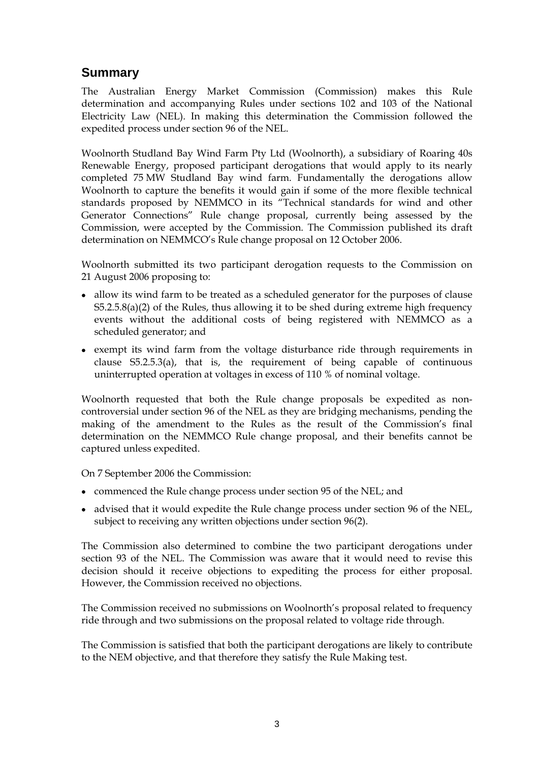## Summary

The Australian Energy Market Commission (Commission) makes this Rule determination and accompanying Rules under sections 102 and 103 of the National Electricity Law (NEL). In making this determination the Commission followed the expedited process under section 96 of the NEL.

Woolnorth Studland Bay Wind Farm Pty Ltd (Woolnorth), a subsidiary of Roaring 40s Renewable Energy, proposed participant derogations that would apply to its nearly completed 75 MW Studland Bay wind farm. Fundamentally the derogations allow Woolnorth to capture the benefits it would gain if some of the more flexible technical standards proposed by NEMMCO in its "Technical standards for wind and other Generator Connections" Rule change proposal, currently being assessed by the Commission, were accepted by the Commission. The Commission published its draft determination on NEMMCO's Rule change proposal on 12 October 2006.

Woolnorth submitted its two participant derogation requests to the Commission on 21 August 2006 proposing to:

- allow its wind farm to be treated as a scheduled generator for the purposes of clause S5.2.5.8(a)(2) of the Rules, thus allowing it to be shed during extreme high frequency events without the additional costs of being registered with NEMMCO as a scheduled generator; and
- exempt its wind farm from the voltage disturbance ride through requirements in clause S5.2.5.3(a), that is, the requirement of being capable of continuous uninterrupted operation at voltages in excess of 110 % of nominal voltage.

Woolnorth requested that both the Rule change proposals be expedited as non-controversial under section 96 of the NEL as they are bridging mechanisms, pending the making of the amendment to the Rules as the result of the Commission's final determination on the NEMMCO Rule change proposal, and their benefits cannot be captured unless expedited.

On 7 September 2006 the Commission:

- commenced the Rule change process under section 95 of the NEL; and
- advised that it would expedite the Rule change process under section 96 of the NEL, subject to receiving any written objections under section 96(2).

The Commission also determined to combine the two participant derogations under section 93 of the NEL. The Commission was aware that it would need to revise this decision should it receive objections to expediting the process for either proposal. However, the Commission received no objections.

The Commission received no submissions on Woolnorth's proposal related to frequency ride through and two submissions on the proposal related to voltage ride through.

The Commission is satisfied that both the participant derogations are likely to contribute to the NEM objective, and that therefore they satisfy the Rule Making test.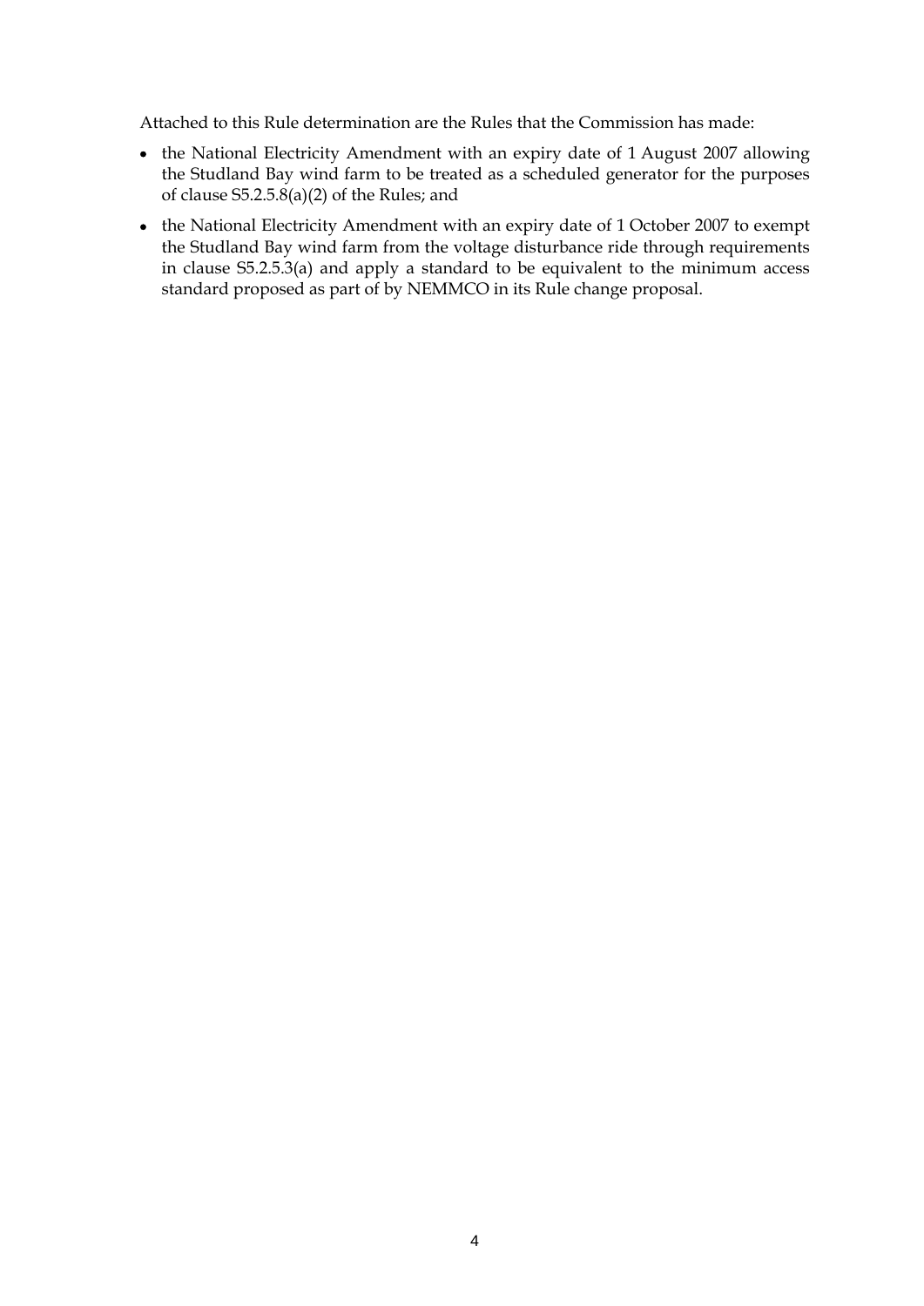Attached to this Rule determination are the Rules that the Commission has made:

- the National Electricity Amendment with an expiry date of 1 August 2007 allowing the Studland Bay wind farm to be treated as a scheduled generator for the purposes of clause S5.2.5.8(a)(2) of the Rules; and
- the National Electricity Amendment with an expiry date of 1 October 2007 to exempt the Studland Bay wind farm from the voltage disturbance ride through requirements in clause S5.2.5.3(a) and apply a standard to be equivalent to the minimum access standard proposed as part of by NEMMCO in its Rule change proposal.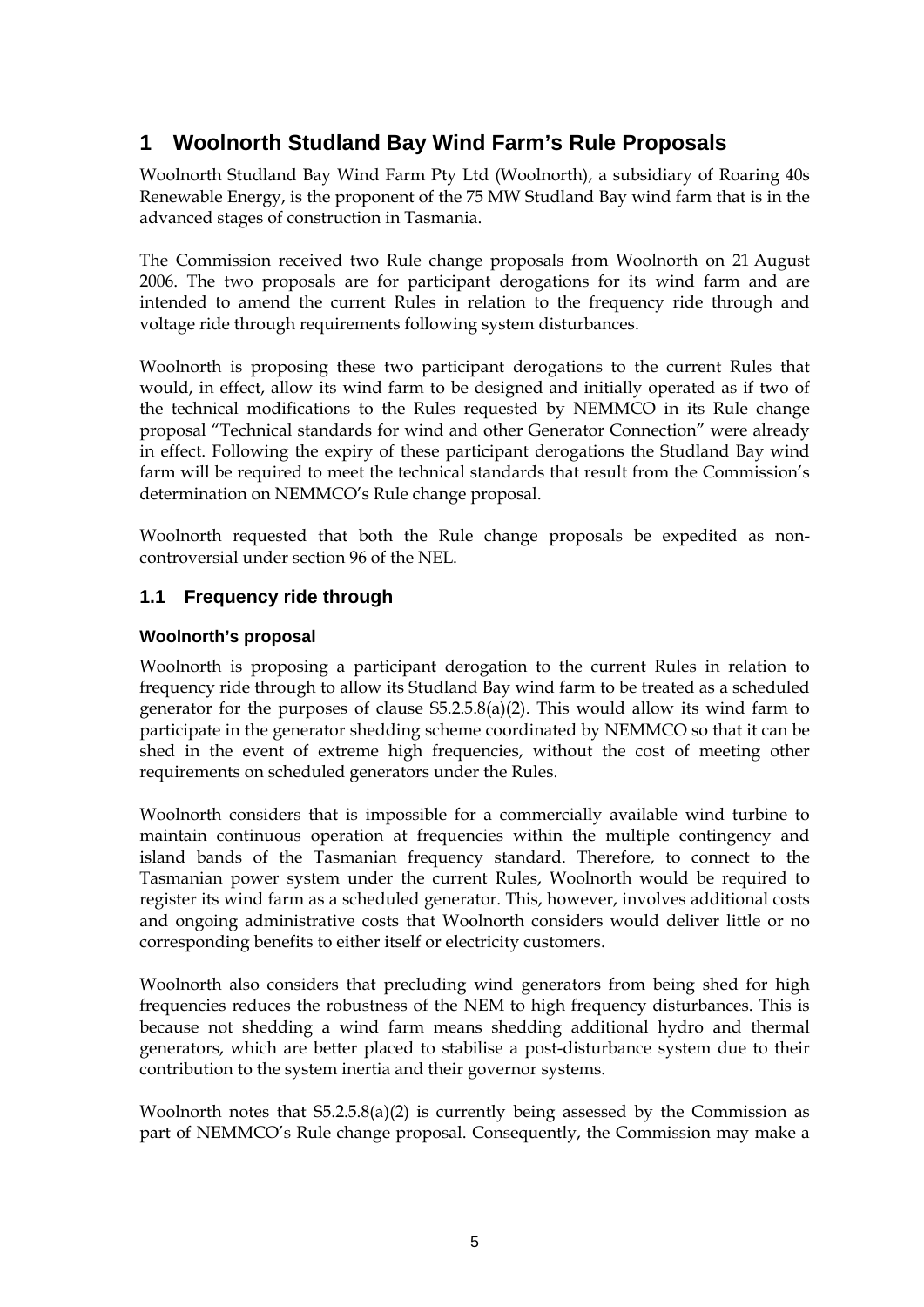# 1 Woolnorth Studland Bay Wind Farm's Rule Proposals

Woolnorth Studland Bay Wind Farm Pty Ltd (Woolnorth), a subsidiary of Roaring 40s Renewable Energy, is the proponent of the 75 MW Studland Bay wind farm that is in the advanced stages of construction in Tasmania.

The Commission received two Rule change proposals from Woolnorth on 21 August 2006. The two proposals are for participant derogations for its wind farm and are intended to amend the current Rules in relation to the frequency ride through and voltage ride through requirements following system disturbances.

Woolnorth is proposing these two participant derogations to the current Rules that would, in effect, allow its wind farm to be designed and initially operated as if two of the technical modifications to the Rules requested by NEMMCO in its Rule change proposal "Technical standards for wind and other Generator Connection" were already in effect. Following the expiry of these participant derogations the Studland Bay wind farm will be required to meet the technical standards that result from the Commission's determination on NEMMCO's Rule change proposal.

Woolnorth requested that both the Rule change proposals be expedited as non-controversial under section 96 of the NEL.

## 1.1 Frequency ride through

### Woolnorth's proposal

Woolnorth is proposing a participant derogation to the current Rules in relation to frequency ride through to allow its Studland Bay wind farm to be treated as a scheduled generator for the purposes of clause S5.2.5.8(a)(2). This would allow its wind farm to participate in the generator shedding scheme coordinated by NEMMCO so that it can be shed in the event of extreme high frequencies, without the cost of meeting other requirements on scheduled generators under the Rules.

Woolnorth considers that is impossible for a commercially available wind turbine to maintain continuous operation at frequencies within the multiple contingency and island bands of the Tasmanian frequency standard. Therefore, to connect to the Tasmanian power system under the current Rules, Woolnorth would be required to register its wind farm as a scheduled generator. This, however, involves additional costs and ongoing administrative costs that Woolnorth considers would deliver little or no corresponding benefits to either itself or electricity customers.

Woolnorth also considers that precluding wind generators from being shed for high frequencies reduces the robustness of the NEM to high frequency disturbances. This is because not shedding a wind farm means shedding additional hydro and thermal generators, which are better placed to stabilise a post-disturbance system due to their contribution to the system inertia and their governor systems.

Woolnorth notes that S5.2.5.8(a)(2) is currently being assessed by the Commission as part of NEMMCO's Rule change proposal. Consequently, the Commission may make a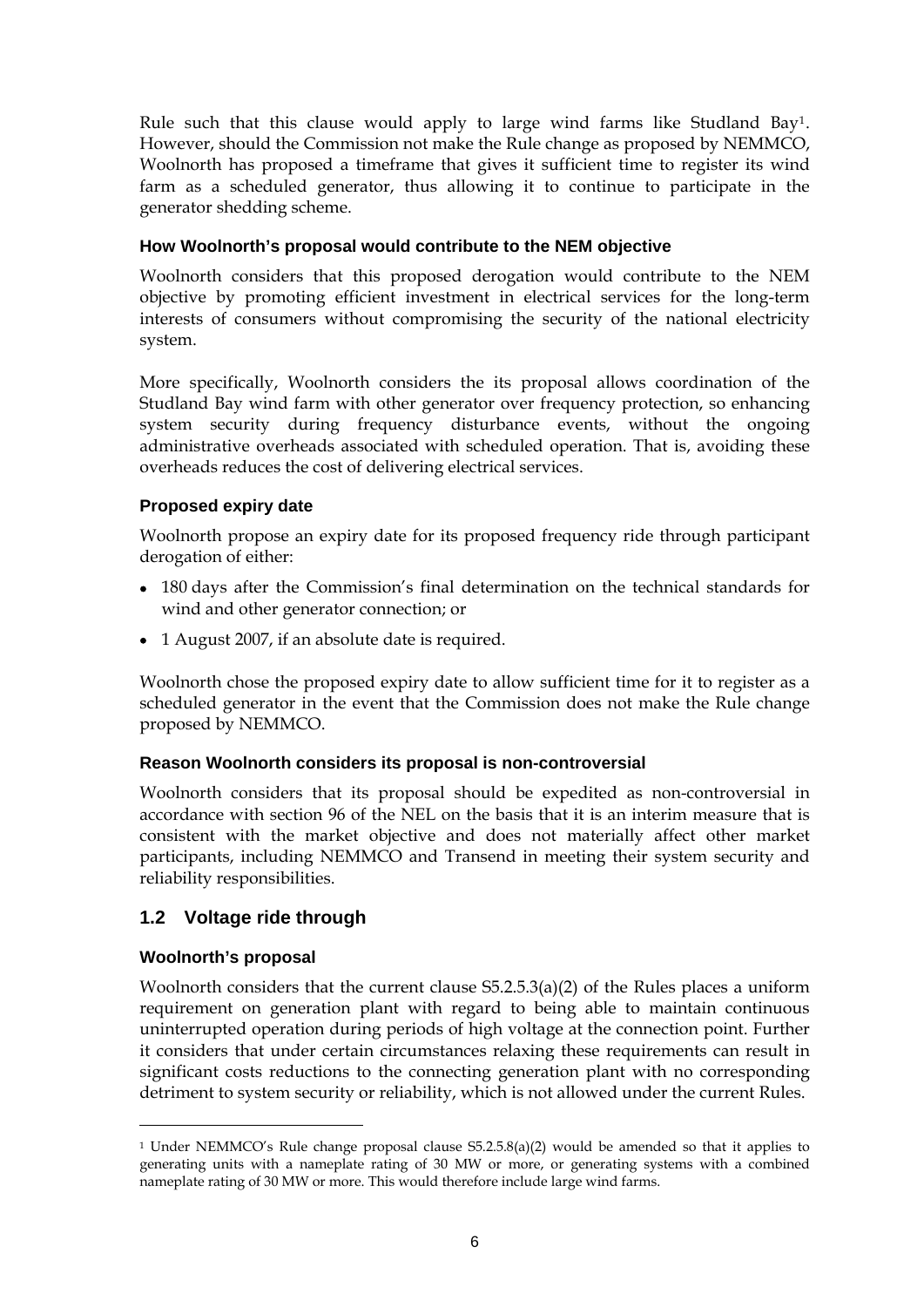Rule such that this clause would apply to large wind farms like Studland Bay[1]. However, should the Commission not make the Rule change as proposed by NEMMCO, Woolnorth has proposed a timeframe that gives it sufficient time to register its wind farm as a scheduled generator, thus allowing it to continue to participate in the generator shedding scheme.

#### How Woolnorth's proposal would contribute to the NEM objective

Woolnorth considers that this proposed derogation would contribute to the NEM objective by promoting efficient investment in electrical services for the long-term interests of consumers without compromising the security of the national electricity system.

More specifically, Woolnorth considers the its proposal allows coordination of the Studland Bay wind farm with other generator over frequency protection, so enhancing system security during frequency disturbance events, without the ongoing administrative overheads associated with scheduled operation. That is, avoiding these overheads reduces the cost of delivering electrical services.

#### Proposed expiry date

Woolnorth propose an expiry date for its proposed frequency ride through participant derogation of either:

- 180 days after the Commission's final determination on the technical standards for wind and other generator connection; or
- 1 August 2007, if an absolute date is required.

Woolnorth chose the proposed expiry date to allow sufficient time for it to register as a scheduled generator in the event that the Commission does not make the Rule change proposed by NEMMCO.

#### Reason Woolnorth considers its proposal is non-controversial

Woolnorth considers that its proposal should be expedited as non-controversial in accordance with section 96 of the NEL on the basis that it is an interim measure that is consistent with the market objective and does not materially affect other market participants, including NEMMCO and Transend in meeting their system security and reliability responsibilities.

## 1.2 Voltage ride through

#### Woolnorth's proposal

Woolnorth considers that the current clause S5.2.5.3(a)(2) of the Rules places a uniform requirement on generation plant with regard to being able to maintain continuous uninterrupted operation during periods of high voltage at the connection point. Further it considers that under certain circumstances relaxing these requirements can result in significant costs reductions to the connecting generation plant with no corresponding detriment to system security or reliability, which is not allowed under the current Rules.

---

[1] Under NEMMCO's Rule change proposal clause S5.2.5.8(a)(2) would be amended so that it applies to generating units with a nameplate rating of 30 MW or more, or generating systems with a combined nameplate rating of 30 MW or more. This would therefore include large wind farms.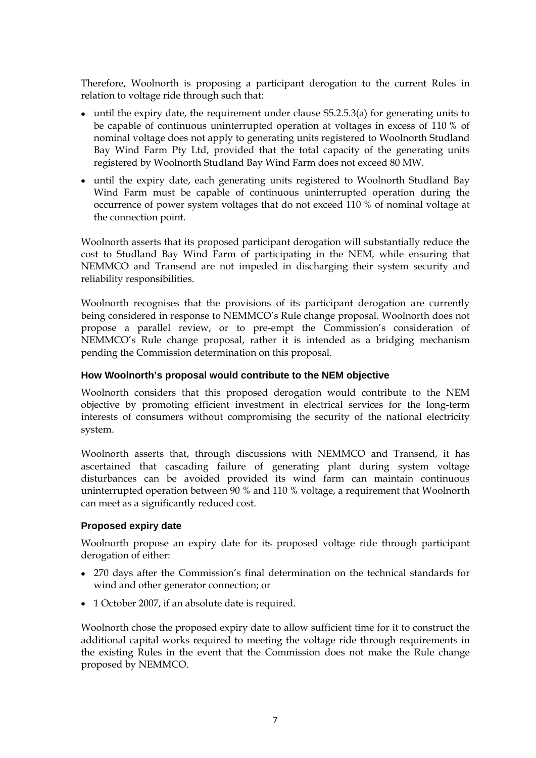Therefore, Woolnorth is proposing a participant derogation to the current Rules in relation to voltage ride through such that:

- until the expiry date, the requirement under clause S5.2.5.3(a) for generating units to be capable of continuous uninterrupted operation at voltages in excess of 110 % of nominal voltage does not apply to generating units registered to Woolnorth Studland Bay Wind Farm Pty Ltd, provided that the total capacity of the generating units registered by Woolnorth Studland Bay Wind Farm does not exceed 80 MW.
- until the expiry date, each generating units registered to Woolnorth Studland Bay Wind Farm must be capable of continuous uninterrupted operation during the occurrence of power system voltages that do not exceed 110 % of nominal voltage at the connection point.

Woolnorth asserts that its proposed participant derogation will substantially reduce the cost to Studland Bay Wind Farm of participating in the NEM, while ensuring that NEMMCO and Transend are not impeded in discharging their system security and reliability responsibilities.

Woolnorth recognises that the provisions of its participant derogation are currently being considered in response to NEMMCO's Rule change proposal. Woolnorth does not propose a parallel review, or to pre-empt the Commission's consideration of NEMMCO's Rule change proposal, rather it is intended as a bridging mechanism pending the Commission determination on this proposal.

### How Woolnorth's proposal would contribute to the NEM objective

Woolnorth considers that this proposed derogation would contribute to the NEM objective by promoting efficient investment in electrical services for the long-term interests of consumers without compromising the security of the national electricity system.

Woolnorth asserts that, through discussions with NEMMCO and Transend, it has ascertained that cascading failure of generating plant during system voltage disturbances can be avoided provided its wind farm can maintain continuous uninterrupted operation between 90 % and 110 % voltage, a requirement that Woolnorth can meet as a significantly reduced cost.

### Proposed expiry date

Woolnorth propose an expiry date for its proposed voltage ride through participant derogation of either:

- 270 days after the Commission's final determination on the technical standards for wind and other generator connection; or
- 1 October 2007, if an absolute date is required.

Woolnorth chose the proposed expiry date to allow sufficient time for it to construct the additional capital works required to meeting the voltage ride through requirements in the existing Rules in the event that the Commission does not make the Rule change proposed by NEMMCO.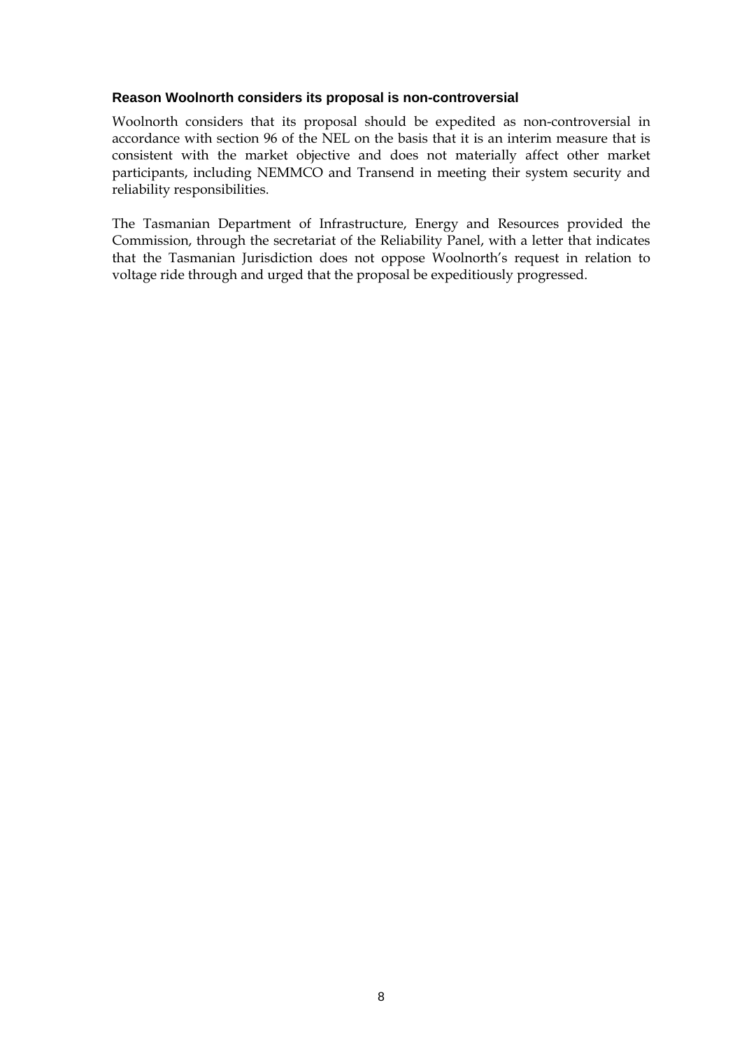### Reason Woolnorth considers its proposal is non-controversial

Woolnorth considers that its proposal should be expedited as non-controversial in accordance with section 96 of the NEL on the basis that it is an interim measure that is consistent with the market objective and does not materially affect other market participants, including NEMMCO and Transend in meeting their system security and reliability responsibilities.

The Tasmanian Department of Infrastructure, Energy and Resources provided the Commission, through the secretariat of the Reliability Panel, with a letter that indicates that the Tasmanian Jurisdiction does not oppose Woolnorth's request in relation to voltage ride through and urged that the proposal be expeditiously progressed.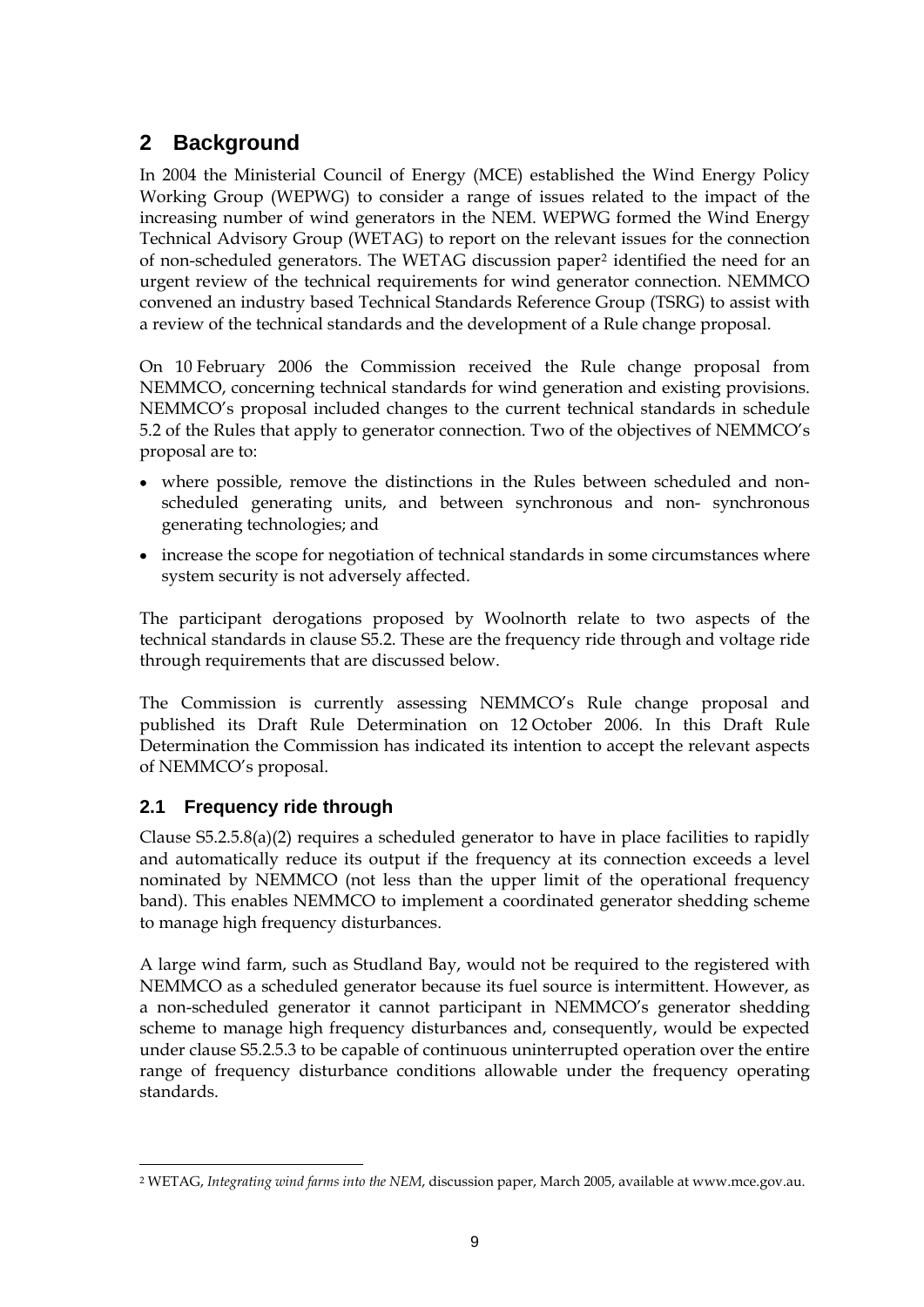# 2 Background

In 2004 the Ministerial Council of Energy (MCE) established the Wind Energy Policy Working Group (WEPWG) to consider a range of issues related to the impact of the increasing number of wind generators in the NEM. WEPWG formed the Wind Energy Technical Advisory Group (WETAG) to report on the relevant issues for the connection of non-scheduled generators. The WETAG discussion paper[2] identified the need for an urgent review of the technical requirements for wind generator connection. NEMMCO convened an industry based Technical Standards Reference Group (TSRG) to assist with a review of the technical standards and the development of a Rule change proposal.

On 10 February 2006 the Commission received the Rule change proposal from NEMMCO, concerning technical standards for wind generation and existing provisions. NEMMCO's proposal included changes to the current technical standards in schedule 5.2 of the Rules that apply to generator connection. Two of the objectives of NEMMCO's proposal are to:

- where possible, remove the distinctions in the Rules between scheduled and non-scheduled generating units, and between synchronous and non- synchronous generating technologies; and
- increase the scope for negotiation of technical standards in some circumstances where system security is not adversely affected.

The participant derogations proposed by Woolnorth relate to two aspects of the technical standards in clause S5.2. These are the frequency ride through and voltage ride through requirements that are discussed below.

The Commission is currently assessing NEMMCO's Rule change proposal and published its Draft Rule Determination on 12 October 2006. In this Draft Rule Determination the Commission has indicated its intention to accept the relevant aspects of NEMMCO's proposal.

## 2.1 Frequency ride through

Clause S5.2.5.8(a)(2) requires a scheduled generator to have in place facilities to rapidly and automatically reduce its output if the frequency at its connection exceeds a level nominated by NEMMCO (not less than the upper limit of the operational frequency band). This enables NEMMCO to implement a coordinated generator shedding scheme to manage high frequency disturbances.

A large wind farm, such as Studland Bay, would not be required to the registered with NEMMCO as a scheduled generator because its fuel source is intermittent. However, as a non-scheduled generator it cannot participant in NEMMCO's generator shedding scheme to manage high frequency disturbances and, consequently, would be expected under clause S5.2.5.3 to be capable of continuous uninterrupted operation over the entire range of frequency disturbance conditions allowable under the frequency operating standards.

[2] WETAG, *Integrating wind farms into the NEM*, discussion paper, March 2005, available at www.mce.gov.au.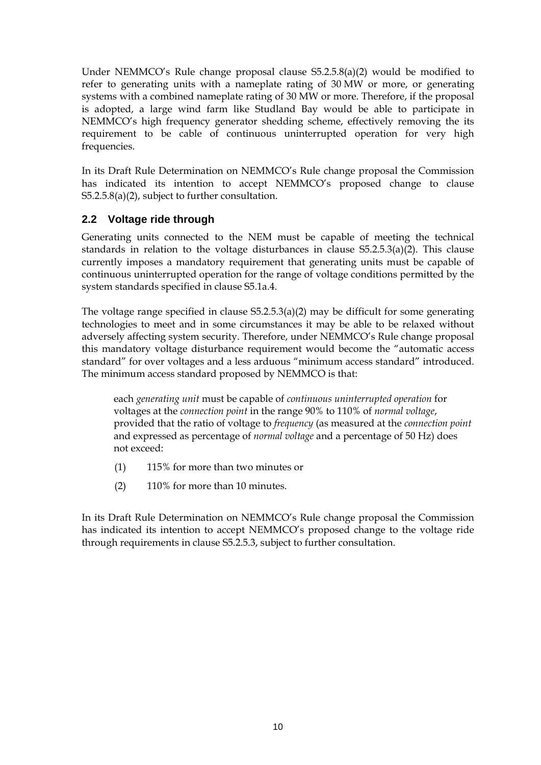Under NEMMCO's Rule change proposal clause S5.2.5.8(a)(2) would be modified to refer to generating units with a nameplate rating of 30 MW or more, or generating systems with a combined nameplate rating of 30 MW or more. Therefore, if the proposal is adopted, a large wind farm like Studland Bay would be able to participate in NEMMCO's high frequency generator shedding scheme, effectively removing the its requirement to be cable of continuous uninterrupted operation for very high frequencies.

In its Draft Rule Determination on NEMMCO's Rule change proposal the Commission has indicated its intention to accept NEMMCO's proposed change to clause S5.2.5.8(a)(2), subject to further consultation.

## 2.2 Voltage ride through

Generating units connected to the NEM must be capable of meeting the technical standards in relation to the voltage disturbances in clause S5.2.5.3(a)(2). This clause currently imposes a mandatory requirement that generating units must be capable of continuous uninterrupted operation for the range of voltage conditions permitted by the system standards specified in clause S5.1a.4.

The voltage range specified in clause S5.2.5.3(a)(2) may be difficult for some generating technologies to meet and in some circumstances it may be able to be relaxed without adversely affecting system security. Therefore, under NEMMCO's Rule change proposal this mandatory voltage disturbance requirement would become the "automatic access standard" for over voltages and a less arduous "minimum access standard" introduced. The minimum access standard proposed by NEMMCO is that:

> each *generating unit* must be capable of *continuous uninterrupted operation* for voltages at the *connection point* in the range 90% to 110% of *normal voltage*, provided that the ratio of voltage to *frequency* (as measured at the *connection point* and expressed as percentage of *normal voltage* and a percentage of 50 Hz) does not exceed:
>
> (1) 115% for more than two minutes or
>
> (2) 110% for more than 10 minutes.

In its Draft Rule Determination on NEMMCO's Rule change proposal the Commission has indicated its intention to accept NEMMCO's proposed change to the voltage ride through requirements in clause S5.2.5.3, subject to further consultation.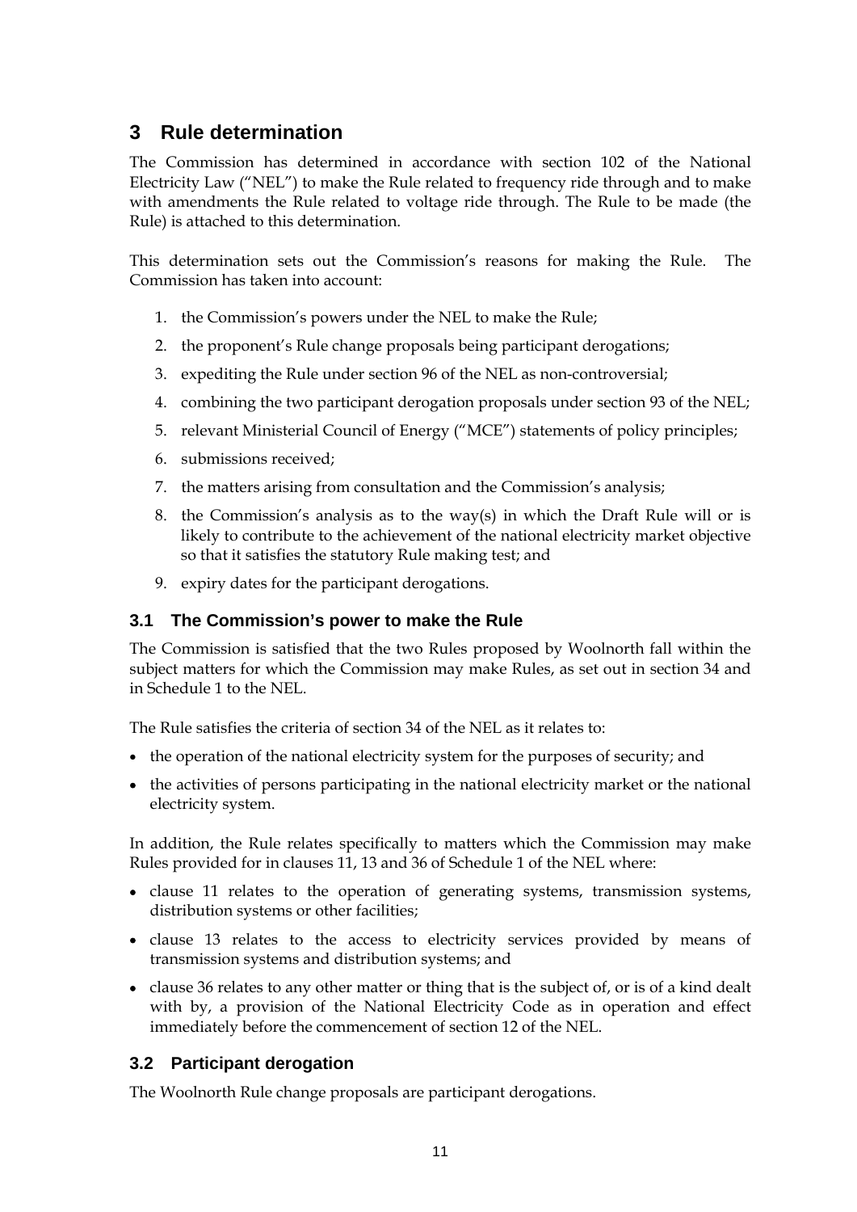# 3 Rule determination

The Commission has determined in accordance with section 102 of the National Electricity Law ("NEL") to make the Rule related to frequency ride through and to make with amendments the Rule related to voltage ride through. The Rule to be made (the Rule) is attached to this determination.

This determination sets out the Commission's reasons for making the Rule. The Commission has taken into account:

1. the Commission's powers under the NEL to make the Rule;
2. the proponent's Rule change proposals being participant derogations;
3. expediting the Rule under section 96 of the NEL as non-controversial;
4. combining the two participant derogation proposals under section 93 of the NEL;
5. relevant Ministerial Council of Energy ("MCE") statements of policy principles;
6. submissions received;
7. the matters arising from consultation and the Commission's analysis;
8. the Commission's analysis as to the way(s) in which the Draft Rule will or is likely to contribute to the achievement of the national electricity market objective so that it satisfies the statutory Rule making test; and
9. expiry dates for the participant derogations.

## 3.1 The Commission's power to make the Rule

The Commission is satisfied that the two Rules proposed by Woolnorth fall within the subject matters for which the Commission may make Rules, as set out in section 34 and in Schedule 1 to the NEL.

The Rule satisfies the criteria of section 34 of the NEL as it relates to:

- the operation of the national electricity system for the purposes of security; and
- the activities of persons participating in the national electricity market or the national electricity system.

In addition, the Rule relates specifically to matters which the Commission may make Rules provided for in clauses 11, 13 and 36 of Schedule 1 of the NEL where:

- clause 11 relates to the operation of generating systems, transmission systems, distribution systems or other facilities;
- clause 13 relates to the access to electricity services provided by means of transmission systems and distribution systems; and
- clause 36 relates to any other matter or thing that is the subject of, or is of a kind dealt with by, a provision of the National Electricity Code as in operation and effect immediately before the commencement of section 12 of the NEL.

## 3.2 Participant derogation

The Woolnorth Rule change proposals are participant derogations.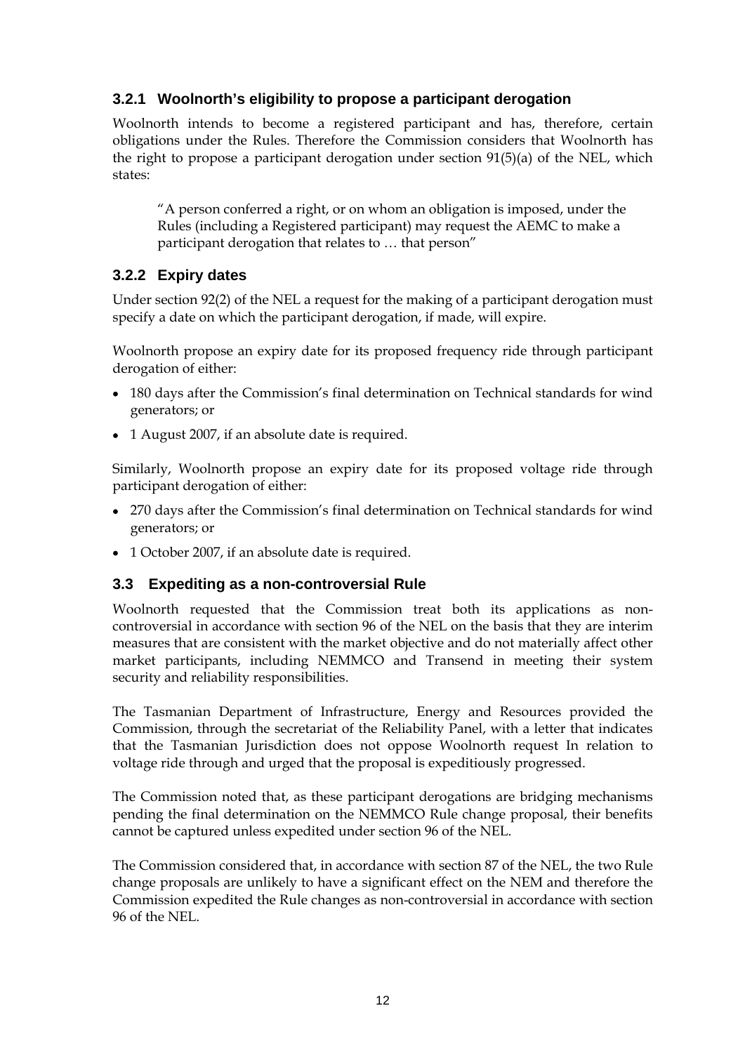### 3.2.1 Woolnorth's eligibility to propose a participant derogation

Woolnorth intends to become a registered participant and has, therefore, certain obligations under the Rules. Therefore the Commission considers that Woolnorth has the right to propose a participant derogation under section 91(5)(a) of the NEL, which states:

> "A person conferred a right, or on whom an obligation is imposed, under the Rules (including a Registered participant) may request the AEMC to make a participant derogation that relates to … that person"

### 3.2.2 Expiry dates

Under section 92(2) of the NEL a request for the making of a participant derogation must specify a date on which the participant derogation, if made, will expire.

Woolnorth propose an expiry date for its proposed frequency ride through participant derogation of either:

- 180 days after the Commission's final determination on Technical standards for wind generators; or
- 1 August 2007, if an absolute date is required.

Similarly, Woolnorth propose an expiry date for its proposed voltage ride through participant derogation of either:

- 270 days after the Commission's final determination on Technical standards for wind generators; or
- 1 October 2007, if an absolute date is required.

## 3.3 Expediting as a non-controversial Rule

Woolnorth requested that the Commission treat both its applications as non-controversial in accordance with section 96 of the NEL on the basis that they are interim measures that are consistent with the market objective and do not materially affect other market participants, including NEMMCO and Transend in meeting their system security and reliability responsibilities.

The Tasmanian Department of Infrastructure, Energy and Resources provided the Commission, through the secretariat of the Reliability Panel, with a letter that indicates that the Tasmanian Jurisdiction does not oppose Woolnorth request In relation to voltage ride through and urged that the proposal is expeditiously progressed.

The Commission noted that, as these participant derogations are bridging mechanisms pending the final determination on the NEMMCO Rule change proposal, their benefits cannot be captured unless expedited under section 96 of the NEL.

The Commission considered that, in accordance with section 87 of the NEL, the two Rule change proposals are unlikely to have a significant effect on the NEM and therefore the Commission expedited the Rule changes as non-controversial in accordance with section 96 of the NEL.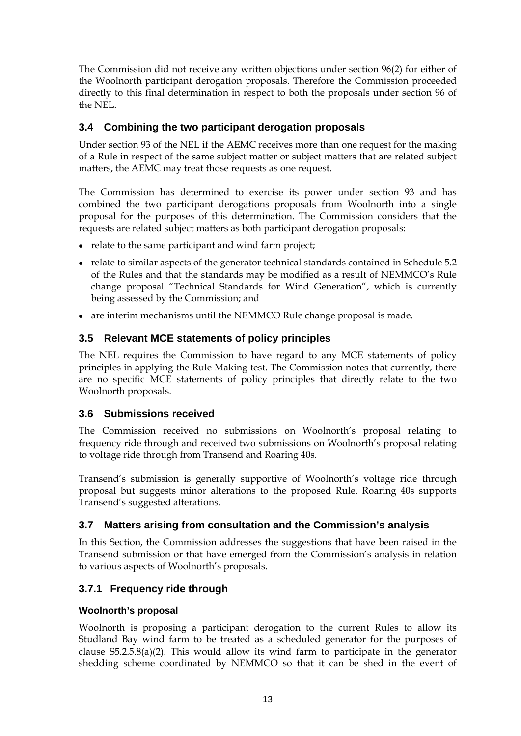The Commission did not receive any written objections under section 96(2) for either of the Woolnorth participant derogation proposals. Therefore the Commission proceeded directly to this final determination in respect to both the proposals under section 96 of the NEL.

## 3.4 Combining the two participant derogation proposals

Under section 93 of the NEL if the AEMC receives more than one request for the making of a Rule in respect of the same subject matter or subject matters that are related subject matters, the AEMC may treat those requests as one request.

The Commission has determined to exercise its power under section 93 and has combined the two participant derogations proposals from Woolnorth into a single proposal for the purposes of this determination. The Commission considers that the requests are related subject matters as both participant derogation proposals:

- relate to the same participant and wind farm project;
- relate to similar aspects of the generator technical standards contained in Schedule 5.2 of the Rules and that the standards may be modified as a result of NEMMCO's Rule change proposal "Technical Standards for Wind Generation", which is currently being assessed by the Commission; and
- are interim mechanisms until the NEMMCO Rule change proposal is made.

## 3.5 Relevant MCE statements of policy principles

The NEL requires the Commission to have regard to any MCE statements of policy principles in applying the Rule Making test. The Commission notes that currently, there are no specific MCE statements of policy principles that directly relate to the two Woolnorth proposals.

## 3.6 Submissions received

The Commission received no submissions on Woolnorth's proposal relating to frequency ride through and received two submissions on Woolnorth's proposal relating to voltage ride through from Transend and Roaring 40s.

Transend's submission is generally supportive of Woolnorth's voltage ride through proposal but suggests minor alterations to the proposed Rule. Roaring 40s supports Transend's suggested alterations.

## 3.7 Matters arising from consultation and the Commission's analysis

In this Section, the Commission addresses the suggestions that have been raised in the Transend submission or that have emerged from the Commission's analysis in relation to various aspects of Woolnorth's proposals.

### 3.7.1 Frequency ride through

#### Woolnorth's proposal

Woolnorth is proposing a participant derogation to the current Rules to allow its Studland Bay wind farm to be treated as a scheduled generator for the purposes of clause S5.2.5.8(a)(2). This would allow its wind farm to participate in the generator shedding scheme coordinated by NEMMCO so that it can be shed in the event of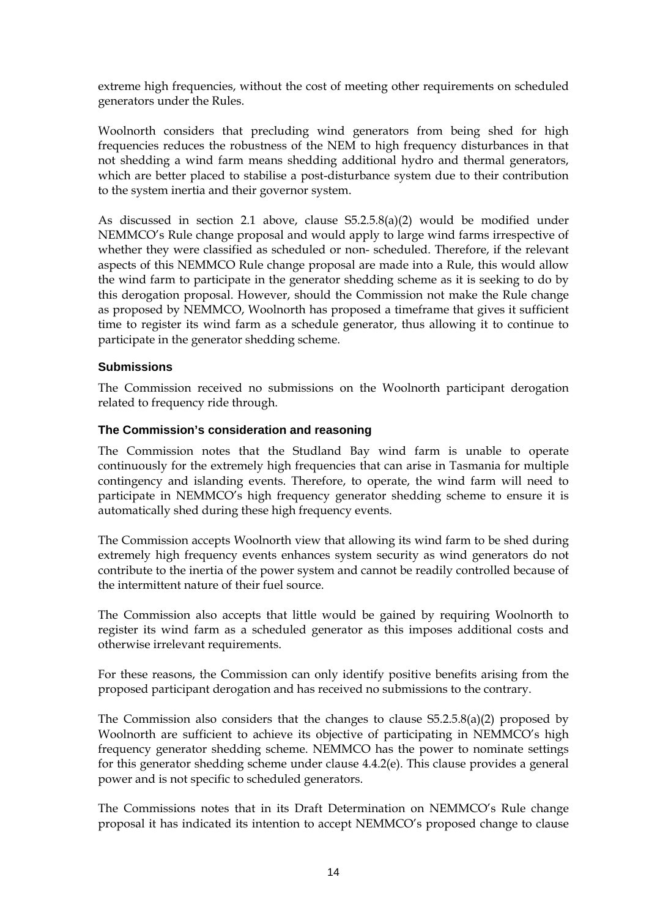extreme high frequencies, without the cost of meeting other requirements on scheduled generators under the Rules.

Woolnorth considers that precluding wind generators from being shed for high frequencies reduces the robustness of the NEM to high frequency disturbances in that not shedding a wind farm means shedding additional hydro and thermal generators, which are better placed to stabilise a post-disturbance system due to their contribution to the system inertia and their governor system.

As discussed in section 2.1 above, clause S5.2.5.8(a)(2) would be modified under NEMMCO's Rule change proposal and would apply to large wind farms irrespective of whether they were classified as scheduled or non- scheduled. Therefore, if the relevant aspects of this NEMMCO Rule change proposal are made into a Rule, this would allow the wind farm to participate in the generator shedding scheme as it is seeking to do by this derogation proposal. However, should the Commission not make the Rule change as proposed by NEMMCO, Woolnorth has proposed a timeframe that gives it sufficient time to register its wind farm as a schedule generator, thus allowing it to continue to participate in the generator shedding scheme.

#### Submissions

The Commission received no submissions on the Woolnorth participant derogation related to frequency ride through.

#### The Commission's consideration and reasoning

The Commission notes that the Studland Bay wind farm is unable to operate continuously for the extremely high frequencies that can arise in Tasmania for multiple contingency and islanding events. Therefore, to operate, the wind farm will need to participate in NEMMCO's high frequency generator shedding scheme to ensure it is automatically shed during these high frequency events.

The Commission accepts Woolnorth view that allowing its wind farm to be shed during extremely high frequency events enhances system security as wind generators do not contribute to the inertia of the power system and cannot be readily controlled because of the intermittent nature of their fuel source.

The Commission also accepts that little would be gained by requiring Woolnorth to register its wind farm as a scheduled generator as this imposes additional costs and otherwise irrelevant requirements.

For these reasons, the Commission can only identify positive benefits arising from the proposed participant derogation and has received no submissions to the contrary.

The Commission also considers that the changes to clause S5.2.5.8(a)(2) proposed by Woolnorth are sufficient to achieve its objective of participating in NEMMCO's high frequency generator shedding scheme. NEMMCO has the power to nominate settings for this generator shedding scheme under clause 4.4.2(e). This clause provides a general power and is not specific to scheduled generators.

The Commissions notes that in its Draft Determination on NEMMCO's Rule change proposal it has indicated its intention to accept NEMMCO's proposed change to clause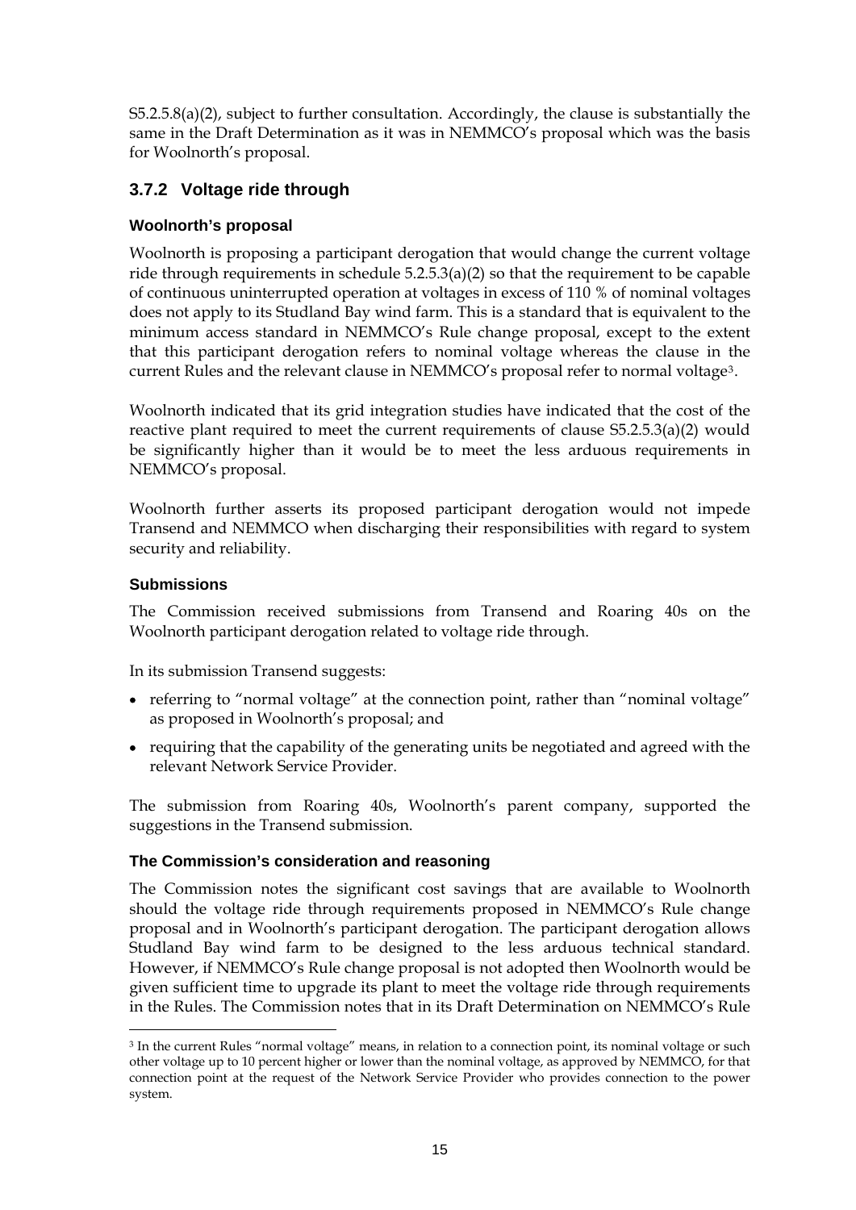S5.2.5.8(a)(2), subject to further consultation. Accordingly, the clause is substantially the same in the Draft Determination as it was in NEMMCO's proposal which was the basis for Woolnorth's proposal.

### 3.7.2 Voltage ride through

#### Woolnorth's proposal

Woolnorth is proposing a participant derogation that would change the current voltage ride through requirements in schedule 5.2.5.3(a)(2) so that the requirement to be capable of continuous uninterrupted operation at voltages in excess of 110 % of nominal voltages does not apply to its Studland Bay wind farm. This is a standard that is equivalent to the minimum access standard in NEMMCO's Rule change proposal, except to the extent that this participant derogation refers to nominal voltage whereas the clause in the current Rules and the relevant clause in NEMMCO's proposal refer to normal voltage[3].

Woolnorth indicated that its grid integration studies have indicated that the cost of the reactive plant required to meet the current requirements of clause S5.2.5.3(a)(2) would be significantly higher than it would be to meet the less arduous requirements in NEMMCO's proposal.

Woolnorth further asserts its proposed participant derogation would not impede Transend and NEMMCO when discharging their responsibilities with regard to system security and reliability.

#### Submissions

The Commission received submissions from Transend and Roaring 40s on the Woolnorth participant derogation related to voltage ride through.

In its submission Transend suggests:

- referring to "normal voltage" at the connection point, rather than "nominal voltage" as proposed in Woolnorth's proposal; and
- requiring that the capability of the generating units be negotiated and agreed with the relevant Network Service Provider.

The submission from Roaring 40s, Woolnorth's parent company, supported the suggestions in the Transend submission.

#### The Commission's consideration and reasoning

The Commission notes the significant cost savings that are available to Woolnorth should the voltage ride through requirements proposed in NEMMCO's Rule change proposal and in Woolnorth's participant derogation. The participant derogation allows Studland Bay wind farm to be designed to the less arduous technical standard. However, if NEMMCO's Rule change proposal is not adopted then Woolnorth would be given sufficient time to upgrade its plant to meet the voltage ride through requirements in the Rules. The Commission notes that in its Draft Determination on NEMMCO's Rule

---

[3] In the current Rules "normal voltage" means, in relation to a connection point, its nominal voltage or such other voltage up to 10 percent higher or lower than the nominal voltage, as approved by NEMMCO, for that connection point at the request of the Network Service Provider who provides connection to the power system.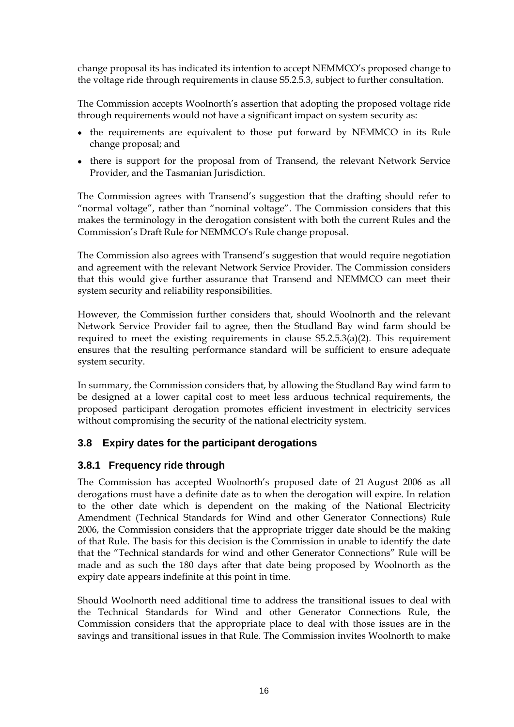change proposal its has indicated its intention to accept NEMMCO's proposed change to the voltage ride through requirements in clause S5.2.5.3, subject to further consultation.

The Commission accepts Woolnorth's assertion that adopting the proposed voltage ride through requirements would not have a significant impact on system security as:

- the requirements are equivalent to those put forward by NEMMCO in its Rule change proposal; and
- there is support for the proposal from of Transend, the relevant Network Service Provider, and the Tasmanian Jurisdiction.

The Commission agrees with Transend's suggestion that the drafting should refer to "normal voltage", rather than "nominal voltage". The Commission considers that this makes the terminology in the derogation consistent with both the current Rules and the Commission's Draft Rule for NEMMCO's Rule change proposal.

The Commission also agrees with Transend's suggestion that would require negotiation and agreement with the relevant Network Service Provider. The Commission considers that this would give further assurance that Transend and NEMMCO can meet their system security and reliability responsibilities.

However, the Commission further considers that, should Woolnorth and the relevant Network Service Provider fail to agree, then the Studland Bay wind farm should be required to meet the existing requirements in clause S5.2.5.3(a)(2). This requirement ensures that the resulting performance standard will be sufficient to ensure adequate system security.

In summary, the Commission considers that, by allowing the Studland Bay wind farm to be designed at a lower capital cost to meet less arduous technical requirements, the proposed participant derogation promotes efficient investment in electricity services without compromising the security of the national electricity system.

## 3.8 Expiry dates for the participant derogations

### 3.8.1 Frequency ride through

The Commission has accepted Woolnorth's proposed date of 21 August 2006 as all derogations must have a definite date as to when the derogation will expire. In relation to the other date which is dependent on the making of the National Electricity Amendment (Technical Standards for Wind and other Generator Connections) Rule 2006, the Commission considers that the appropriate trigger date should be the making of that Rule. The basis for this decision is the Commission in unable to identify the date that the "Technical standards for wind and other Generator Connections" Rule will be made and as such the 180 days after that date being proposed by Woolnorth as the expiry date appears indefinite at this point in time.

Should Woolnorth need additional time to address the transitional issues to deal with the Technical Standards for Wind and other Generator Connections Rule, the Commission considers that the appropriate place to deal with those issues are in the savings and transitional issues in that Rule. The Commission invites Woolnorth to make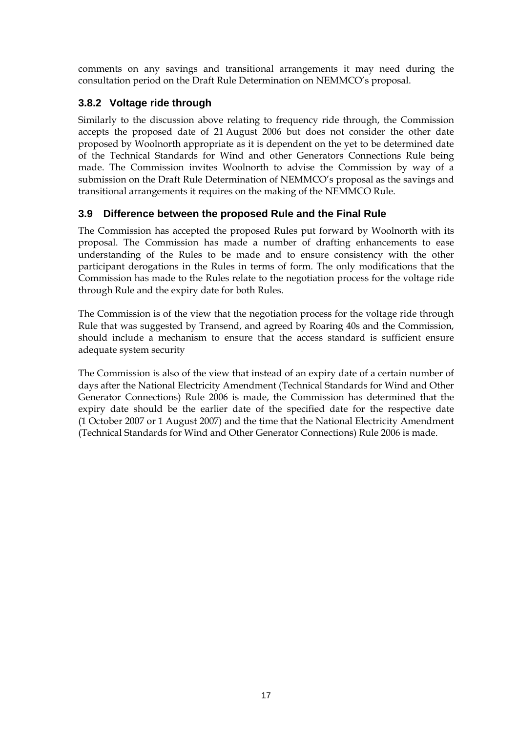comments on any savings and transitional arrangements it may need during the consultation period on the Draft Rule Determination on NEMMCO's proposal.

### 3.8.2 Voltage ride through

Similarly to the discussion above relating to frequency ride through, the Commission accepts the proposed date of 21 August 2006 but does not consider the other date proposed by Woolnorth appropriate as it is dependent on the yet to be determined date of the Technical Standards for Wind and other Generators Connections Rule being made. The Commission invites Woolnorth to advise the Commission by way of a submission on the Draft Rule Determination of NEMMCO's proposal as the savings and transitional arrangements it requires on the making of the NEMMCO Rule.

## 3.9 Difference between the proposed Rule and the Final Rule

The Commission has accepted the proposed Rules put forward by Woolnorth with its proposal. The Commission has made a number of drafting enhancements to ease understanding of the Rules to be made and to ensure consistency with the other participant derogations in the Rules in terms of form. The only modifications that the Commission has made to the Rules relate to the negotiation process for the voltage ride through Rule and the expiry date for both Rules.

The Commission is of the view that the negotiation process for the voltage ride through Rule that was suggested by Transend, and agreed by Roaring 40s and the Commission, should include a mechanism to ensure that the access standard is sufficient ensure adequate system security

The Commission is also of the view that instead of an expiry date of a certain number of days after the National Electricity Amendment (Technical Standards for Wind and Other Generator Connections) Rule 2006 is made, the Commission has determined that the expiry date should be the earlier date of the specified date for the respective date (1 October 2007 or 1 August 2007) and the time that the National Electricity Amendment (Technical Standards for Wind and Other Generator Connections) Rule 2006 is made.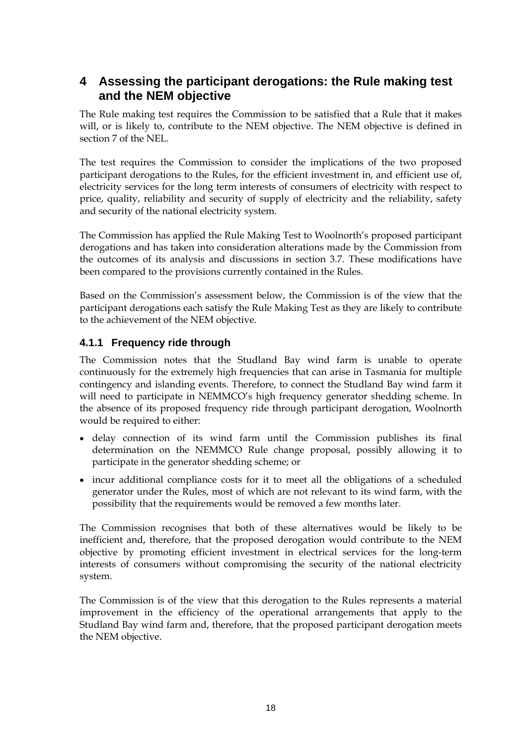# 4 Assessing the participant derogations: the Rule making test and the NEM objective

The Rule making test requires the Commission to be satisfied that a Rule that it makes will, or is likely to, contribute to the NEM objective. The NEM objective is defined in section 7 of the NEL.

The test requires the Commission to consider the implications of the two proposed participant derogations to the Rules, for the efficient investment in, and efficient use of, electricity services for the long term interests of consumers of electricity with respect to price, quality, reliability and security of supply of electricity and the reliability, safety and security of the national electricity system.

The Commission has applied the Rule Making Test to Woolnorth's proposed participant derogations and has taken into consideration alterations made by the Commission from the outcomes of its analysis and discussions in section 3.7. These modifications have been compared to the provisions currently contained in the Rules.

Based on the Commission's assessment below, the Commission is of the view that the participant derogations each satisfy the Rule Making Test as they are likely to contribute to the achievement of the NEM objective.

### 4.1.1 Frequency ride through

The Commission notes that the Studland Bay wind farm is unable to operate continuously for the extremely high frequencies that can arise in Tasmania for multiple contingency and islanding events. Therefore, to connect the Studland Bay wind farm it will need to participate in NEMMCO's high frequency generator shedding scheme. In the absence of its proposed frequency ride through participant derogation, Woolnorth would be required to either:

- delay connection of its wind farm until the Commission publishes its final determination on the NEMMCO Rule change proposal, possibly allowing it to participate in the generator shedding scheme; or
- incur additional compliance costs for it to meet all the obligations of a scheduled generator under the Rules, most of which are not relevant to its wind farm, with the possibility that the requirements would be removed a few months later.

The Commission recognises that both of these alternatives would be likely to be inefficient and, therefore, that the proposed derogation would contribute to the NEM objective by promoting efficient investment in electrical services for the long-term interests of consumers without compromising the security of the national electricity system.

The Commission is of the view that this derogation to the Rules represents a material improvement in the efficiency of the operational arrangements that apply to the Studland Bay wind farm and, therefore, that the proposed participant derogation meets the NEM objective.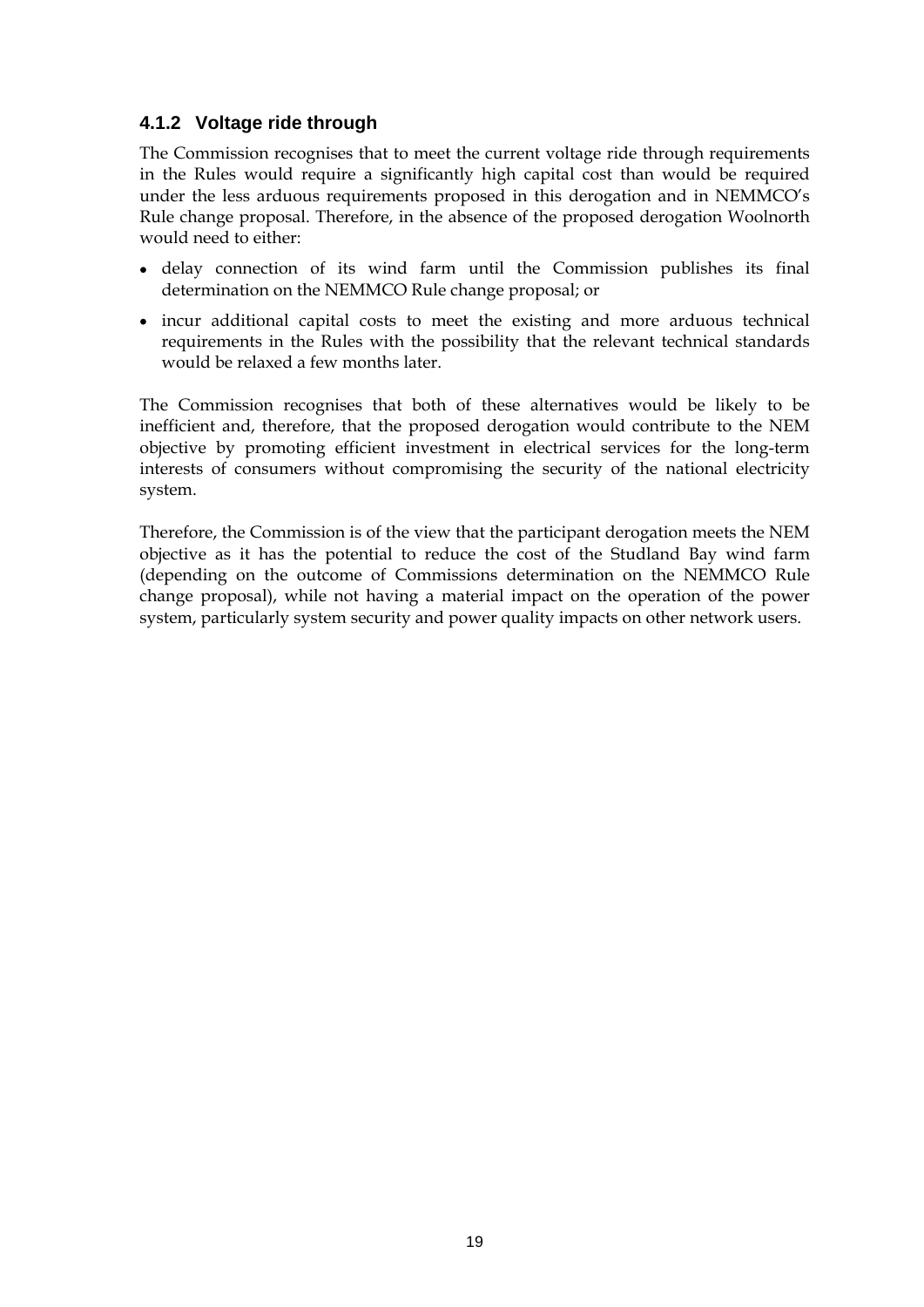### 4.1.2 Voltage ride through

The Commission recognises that to meet the current voltage ride through requirements in the Rules would require a significantly high capital cost than would be required under the less arduous requirements proposed in this derogation and in NEMMCO's Rule change proposal. Therefore, in the absence of the proposed derogation Woolnorth would need to either:

- delay connection of its wind farm until the Commission publishes its final determination on the NEMMCO Rule change proposal; or
- incur additional capital costs to meet the existing and more arduous technical requirements in the Rules with the possibility that the relevant technical standards would be relaxed a few months later.

The Commission recognises that both of these alternatives would be likely to be inefficient and, therefore, that the proposed derogation would contribute to the NEM objective by promoting efficient investment in electrical services for the long-term interests of consumers without compromising the security of the national electricity system.

Therefore, the Commission is of the view that the participant derogation meets the NEM objective as it has the potential to reduce the cost of the Studland Bay wind farm (depending on the outcome of Commissions determination on the NEMMCO Rule change proposal), while not having a material impact on the operation of the power system, particularly system security and power quality impacts on other network users.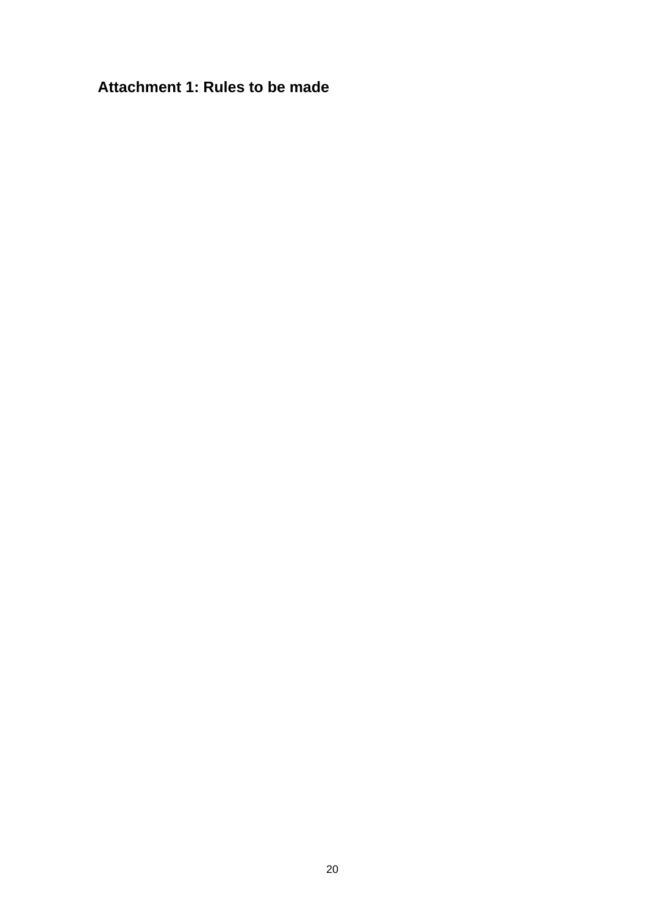## Attachment 1: Rules to be made